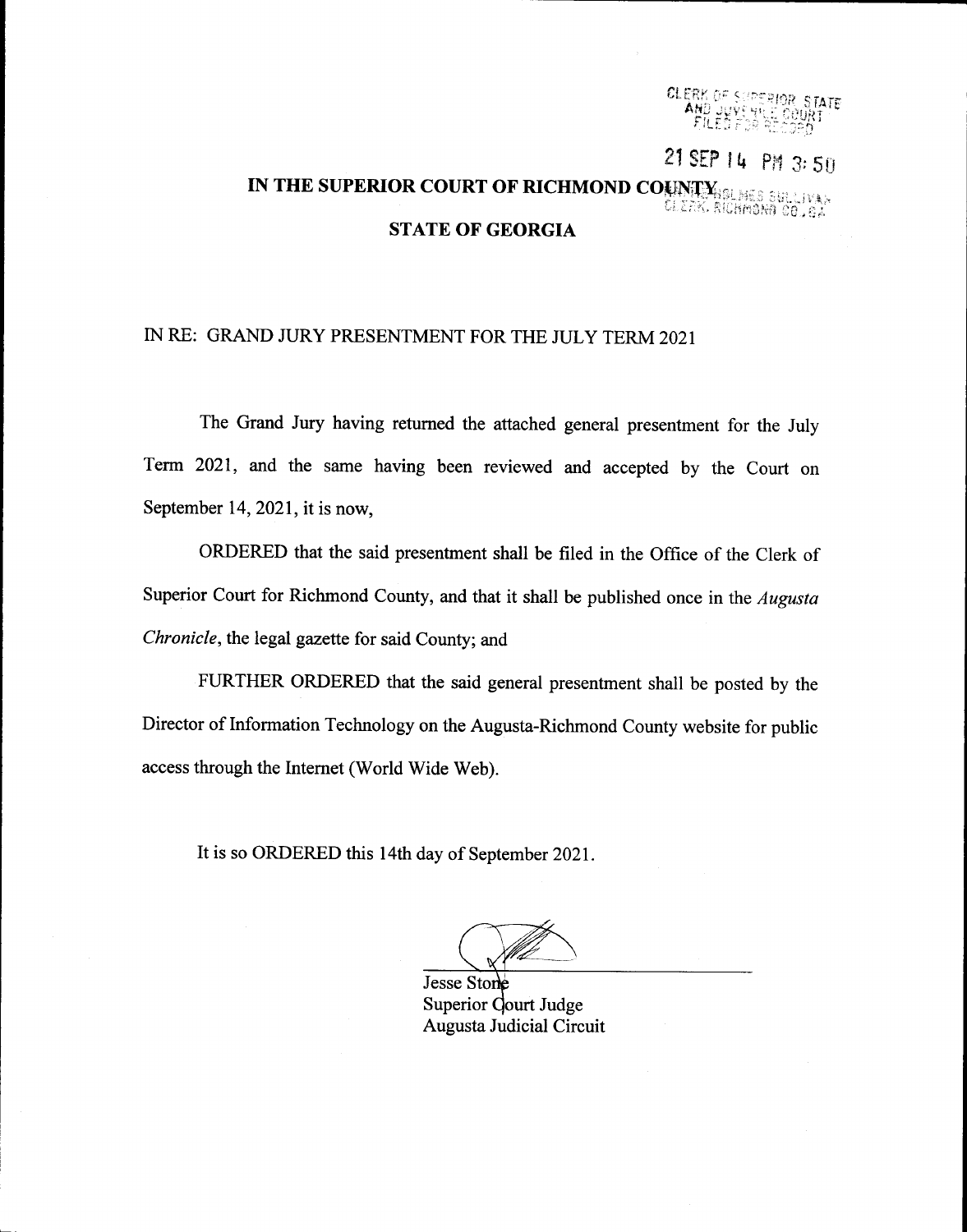CLERK OF SUPERIOR STATE AND JUVENILE COURT FILED FOR RECORD

21 SEP 14 PM 3:50

HATTIE HOLMES SULLIVAN CLERK, RICHMOND CO., GA

**IN THE SUPERIOR COURT OF RICHMOND COUNTY**

**STATE OF GEORGIA**

IN RE: GRAND JURY PRESENTMENT FOR THE JULY TERM 2021

The Grand Jury having returned the attached general presentment for the July Term 2021, and the same having been reviewed and accepted by the Court on September 14, 2021, it is now,

ORDERED that the said presentment shall be filed in the Office of the Clerk of Superior Court for Richmond County, and that it shall be published once in the *Augusta Chronicle*, the legal gazette for said County; and

FURTHER ORDERED that the said general presentment shall be posted by the Director of Information Technology on the Augusta-Richmond County website for public access through the Internet (World Wide Web).

It is so ORDERED this 14th day of September 2021.

Jesse Stone
Superior Court Judge
Augusta Judicial Circuit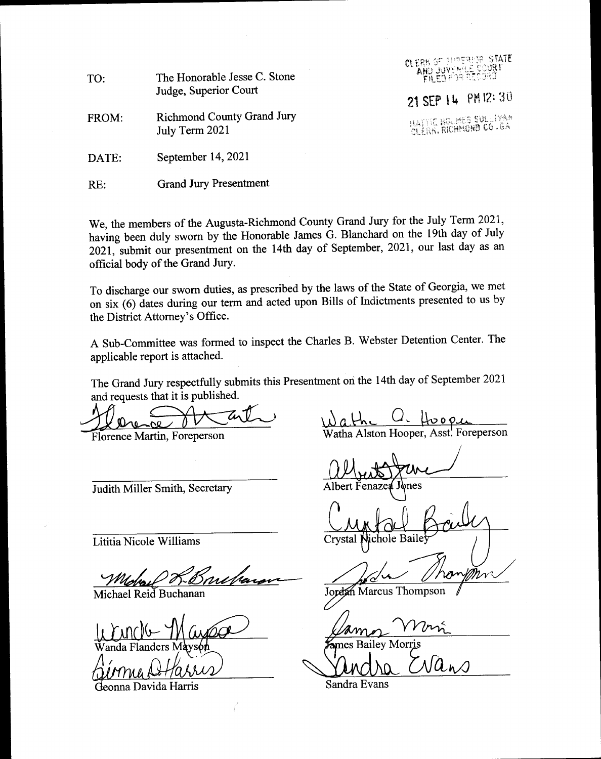TO: The Honorable Jesse C. Stone
Judge, Superior Court

FROM: Richmond County Grand Jury
July Term 2021

DATE: September 14, 2021

RE: Grand Jury Presentment

CLERK OF SUPERIOR, STATE AND JUVENILE COURT
FILED FOR RECORD

21 SEP 14 PM 12:30

HATTIE HOLMES SULLIVAN
CLERK, RICHMOND CO. GA

We, the members of the Augusta-Richmond County Grand Jury for the July Term 2021, having been duly sworn by the Honorable James G. Blanchard on the 19th day of July 2021, submit our presentment on the 14th day of September, 2021, our last day as an official body of the Grand Jury.

To discharge our sworn duties, as prescribed by the laws of the State of Georgia, we met on six (6) dates during our term and acted upon Bills of Indictments presented to us by the District Attorney's Office.

A Sub-Committee was formed to inspect the Charles B. Webster Detention Center. The applicable report is attached.

The Grand Jury respectfully submits this Presentment on the 14th day of September 2021 and requests that it is published.

Florence Martin, Foreperson

Watha Alston Hooper, Asst. Foreperson

Judith Miller Smith, Secretary

Albert Fenazea Jones

Lititia Nicole Williams

Crystal Nichole Bailey

Michael Reid Buchanan

Jordan Marcus Thompson

Wanda Flanders Mayson

James Bailey Morris

Geonna Davida Harris

Sandra Evans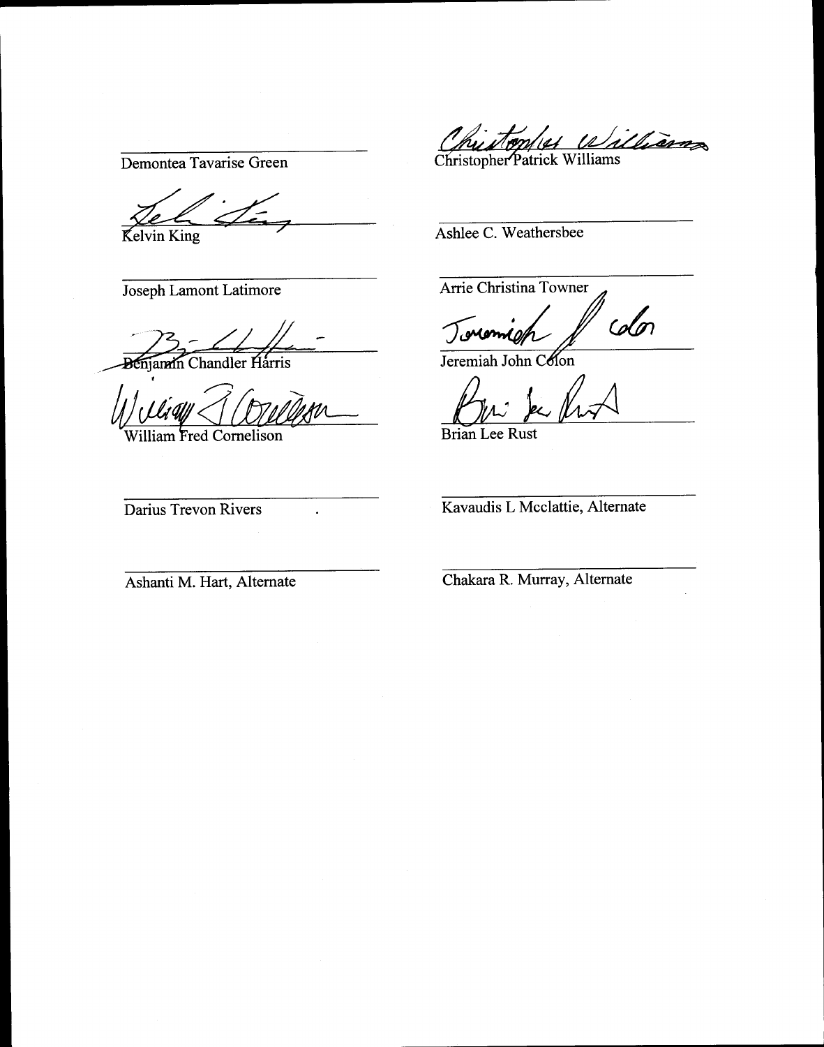Demontea Tavarise Green

Christopher Patrick Williams

Kelvin King

Ashlee C. Weathersbee

Joseph Lamont Latimore

Arrie Christina Towner

Benjamin Chandler Harris

Jeremiah John Colon

William Fred Cornelison

Brian Lee Rust

Darius Trevon Rivers

Kavaudis L Mcclattie, Alternate

Ashanti M. Hart, Alternate

Chakara R. Murray, Alternate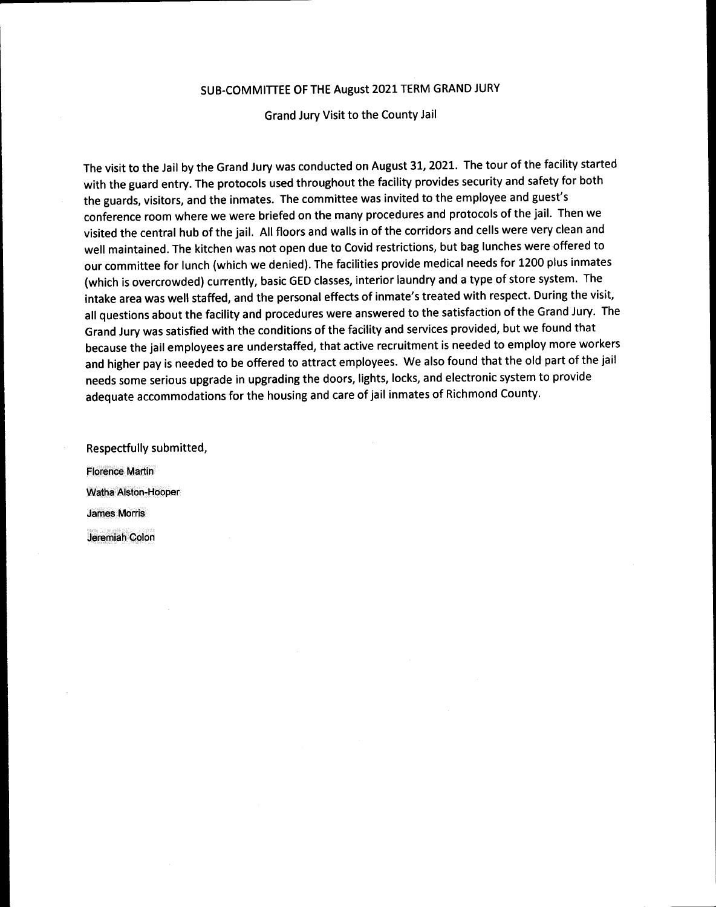SUB-COMMITTEE OF THE August 2021 TERM GRAND JURY

Grand Jury Visit to the County Jail

The visit to the Jail by the Grand Jury was conducted on August 31, 2021. The tour of the facility started with the guard entry. The protocols used throughout the facility provides security and safety for both the guards, visitors, and the inmates. The committee was invited to the employee and guest's conference room where we were briefed on the many procedures and protocols of the jail. Then we visited the central hub of the jail. All floors and walls in of the corridors and cells were very clean and well maintained. The kitchen was not open due to Covid restrictions, but bag lunches were offered to our committee for lunch (which we denied). The facilities provide medical needs for 1200 plus inmates (which is overcrowded) currently, basic GED classes, interior laundry and a type of store system. The intake area was well staffed, and the personal effects of inmate's treated with respect. During the visit, all questions about the facility and procedures were answered to the satisfaction of the Grand Jury. The Grand Jury was satisfied with the conditions of the facility and services provided, but we found that because the jail employees are understaffed, that active recruitment is needed to employ more workers and higher pay is needed to be offered to attract employees. We also found that the old part of the jail needs some serious upgrade in upgrading the doors, lights, locks, and electronic system to provide adequate accommodations for the housing and care of jail inmates of Richmond County.

Respectfully submitted,

Florence Martin

Watha Alston-Hooper

James Morris

Jeremiah Colon